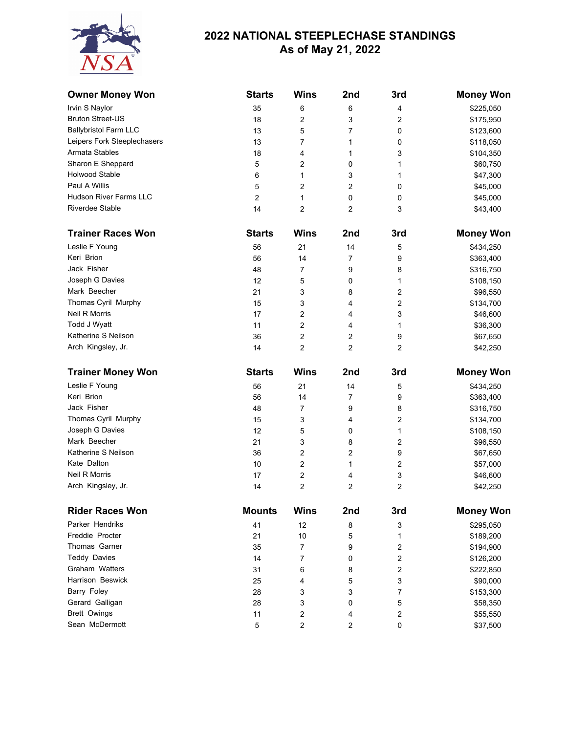# 2022 NATIONAL STEEPLECHASE STANDINGS
## As of May 21, 2022

| Owner Money Won | Starts | Wins | 2nd | 3rd | Money Won |
|---|---|---|---|---|---|
| Irvin S Naylor | 35 | 6 | 6 | 4 | $225,050 |
| Bruton Street-US | 18 | 2 | 3 | 2 | $175,950 |
| Ballybristol Farm LLC | 13 | 5 | 7 | 0 | $123,600 |
| Leipers Fork Steeplechasers | 13 | 7 | 1 | 0 | $118,050 |
| Armata Stables | 18 | 4 | 1 | 3 | $104,350 |
| Sharon E Sheppard | 5 | 2 | 0 | 1 | $60,750 |
| Holwood Stable | 6 | 1 | 3 | 1 | $47,300 |
| Paul A Willis | 5 | 2 | 2 | 0 | $45,000 |
| Hudson River Farms LLC | 2 | 1 | 0 | 0 | $45,000 |
| Riverdee Stable | 14 | 2 | 2 | 3 | $43,400 |

| Trainer Races Won | Starts | Wins | 2nd | 3rd | Money Won |
|---|---|---|---|---|---|
| Leslie F Young | 56 | 21 | 14 | 5 | $434,250 |
| Keri Brion | 56 | 14 | 7 | 9 | $363,400 |
| Jack Fisher | 48 | 7 | 9 | 8 | $316,750 |
| Joseph G Davies | 12 | 5 | 0 | 1 | $108,150 |
| Mark Beecher | 21 | 3 | 8 | 2 | $96,550 |
| Thomas Cyril Murphy | 15 | 3 | 4 | 2 | $134,700 |
| Neil R Morris | 17 | 2 | 4 | 3 | $46,600 |
| Todd J Wyatt | 11 | 2 | 4 | 1 | $36,300 |
| Katherine S Neilson | 36 | 2 | 2 | 9 | $67,650 |
| Arch Kingsley, Jr. | 14 | 2 | 2 | 2 | $42,250 |

| Trainer Money Won | Starts | Wins | 2nd | 3rd | Money Won |
|---|---|---|---|---|---|
| Leslie F Young | 56 | 21 | 14 | 5 | $434,250 |
| Keri Brion | 56 | 14 | 7 | 9 | $363,400 |
| Jack Fisher | 48 | 7 | 9 | 8 | $316,750 |
| Thomas Cyril Murphy | 15 | 3 | 4 | 2 | $134,700 |
| Joseph G Davies | 12 | 5 | 0 | 1 | $108,150 |
| Mark Beecher | 21 | 3 | 8 | 2 | $96,550 |
| Katherine S Neilson | 36 | 2 | 2 | 9 | $67,650 |
| Kate Dalton | 10 | 2 | 1 | 2 | $57,000 |
| Neil R Morris | 17 | 2 | 4 | 3 | $46,600 |
| Arch Kingsley, Jr. | 14 | 2 | 2 | 2 | $42,250 |

| Rider Races Won | Mounts | Wins | 2nd | 3rd | Money Won |
|---|---|---|---|---|---|
| Parker Hendriks | 41 | 12 | 8 | 3 | $295,050 |
| Freddie Procter | 21 | 10 | 5 | 1 | $189,200 |
| Thomas Garner | 35 | 7 | 9 | 2 | $194,900 |
| Teddy Davies | 14 | 7 | 0 | 2 | $126,200 |
| Graham Watters | 31 | 6 | 8 | 2 | $222,850 |
| Harrison Beswick | 25 | 4 | 5 | 3 | $90,000 |
| Barry Foley | 28 | 3 | 3 | 7 | $153,300 |
| Gerard Galligan | 28 | 3 | 0 | 5 | $58,350 |
| Brett Owings | 11 | 2 | 4 | 2 | $55,550 |
| Sean McDermott | 5 | 2 | 2 | 0 | $37,500 |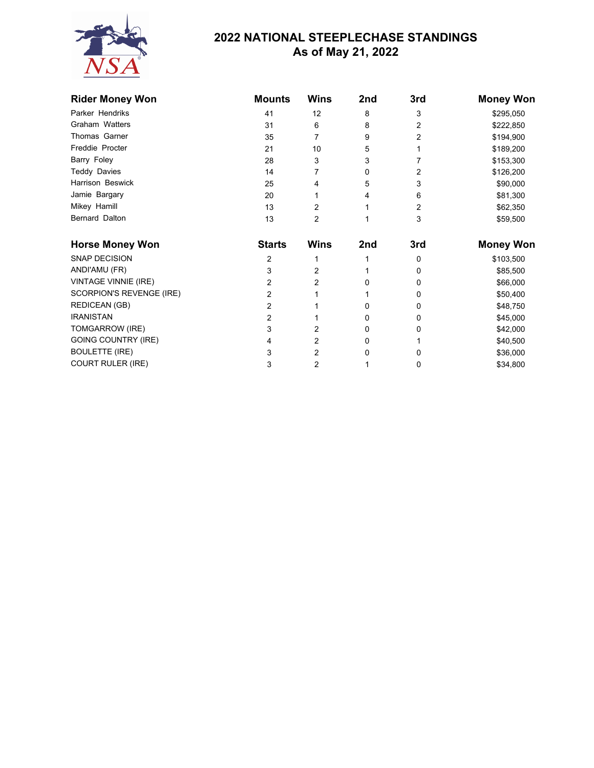# 2022 NATIONAL STEEPLECHASE STANDINGS
## As of May 21, 2022

| Rider Money Won | Mounts | Wins | 2nd | 3rd | Money Won |
|---|---|---|---|---|---|
| Parker Hendriks | 41 | 12 | 8 | 3 | $295,050 |
| Graham Watters | 31 | 6 | 8 | 2 | $222,850 |
| Thomas Garner | 35 | 7 | 9 | 2 | $194,900 |
| Freddie Procter | 21 | 10 | 5 | 1 | $189,200 |
| Barry Foley | 28 | 3 | 3 | 7 | $153,300 |
| Teddy Davies | 14 | 7 | 0 | 2 | $126,200 |
| Harrison Beswick | 25 | 4 | 5 | 3 | $90,000 |
| Jamie Bargary | 20 | 1 | 4 | 6 | $81,300 |
| Mikey Hamill | 13 | 2 | 1 | 2 | $62,350 |
| Bernard Dalton | 13 | 2 | 1 | 3 | $59,500 |

| Horse Money Won | Starts | Wins | 2nd | 3rd | Money Won |
|---|---|---|---|---|---|
| SNAP DECISION | 2 | 1 | 1 | 0 | $103,500 |
| ANDI'AMU (FR) | 3 | 2 | 1 | 0 | $85,500 |
| VINTAGE VINNIE (IRE) | 2 | 2 | 0 | 0 | $66,000 |
| SCORPION'S REVENGE (IRE) | 2 | 1 | 1 | 0 | $50,400 |
| REDICEAN (GB) | 2 | 1 | 0 | 0 | $48,750 |
| IRANISTAN | 2 | 1 | 0 | 0 | $45,000 |
| TOMGARROW (IRE) | 3 | 2 | 0 | 0 | $42,000 |
| GOING COUNTRY (IRE) | 4 | 2 | 0 | 1 | $40,500 |
| BOULETTE (IRE) | 3 | 2 | 0 | 0 | $36,000 |
| COURT RULER (IRE) | 3 | 2 | 1 | 0 | $34,800 |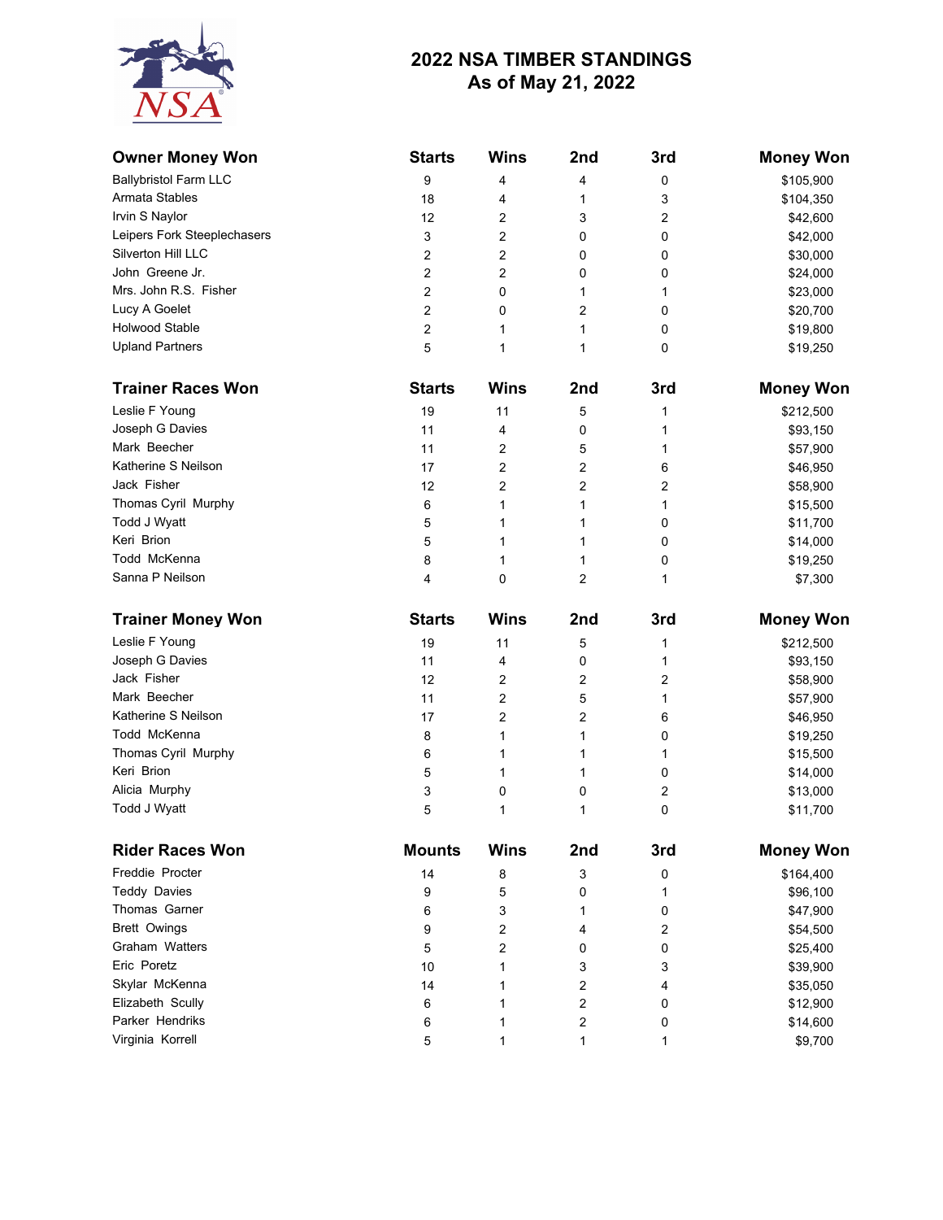# 2022 NSA TIMBER STANDINGS
## As of May 21, 2022

| Owner Money Won | Starts | Wins | 2nd | 3rd | Money Won |
|---|---|---|---|---|---|
| Ballybristol Farm LLC | 9 | 4 | 4 | 0 | $105,900 |
| Armata Stables | 18 | 4 | 1 | 3 | $104,350 |
| Irvin S Naylor | 12 | 2 | 3 | 2 | $42,600 |
| Leipers Fork Steeplechasers | 3 | 2 | 0 | 0 | $42,000 |
| Silverton Hill LLC | 2 | 2 | 0 | 0 | $30,000 |
| John Greene Jr. | 2 | 2 | 0 | 0 | $24,000 |
| Mrs. John R.S. Fisher | 2 | 0 | 1 | 1 | $23,000 |
| Lucy A Goelet | 2 | 0 | 2 | 0 | $20,700 |
| Holwood Stable | 2 | 1 | 1 | 0 | $19,800 |
| Upland Partners | 5 | 1 | 1 | 0 | $19,250 |

| Trainer Races Won | Starts | Wins | 2nd | 3rd | Money Won |
|---|---|---|---|---|---|
| Leslie F Young | 19 | 11 | 5 | 1 | $212,500 |
| Joseph G Davies | 11 | 4 | 0 | 1 | $93,150 |
| Mark Beecher | 11 | 2 | 5 | 1 | $57,900 |
| Katherine S Neilson | 17 | 2 | 2 | 6 | $46,950 |
| Jack Fisher | 12 | 2 | 2 | 2 | $58,900 |
| Thomas Cyril Murphy | 6 | 1 | 1 | 1 | $15,500 |
| Todd J Wyatt | 5 | 1 | 1 | 0 | $11,700 |
| Keri Brion | 5 | 1 | 1 | 0 | $14,000 |
| Todd McKenna | 8 | 1 | 1 | 0 | $19,250 |
| Sanna P Neilson | 4 | 0 | 2 | 1 | $7,300 |

| Trainer Money Won | Starts | Wins | 2nd | 3rd | Money Won |
|---|---|---|---|---|---|
| Leslie F Young | 19 | 11 | 5 | 1 | $212,500 |
| Joseph G Davies | 11 | 4 | 0 | 1 | $93,150 |
| Jack Fisher | 12 | 2 | 2 | 2 | $58,900 |
| Mark Beecher | 11 | 2 | 5 | 1 | $57,900 |
| Katherine S Neilson | 17 | 2 | 2 | 6 | $46,950 |
| Todd McKenna | 8 | 1 | 1 | 0 | $19,250 |
| Thomas Cyril Murphy | 6 | 1 | 1 | 1 | $15,500 |
| Keri Brion | 5 | 1 | 1 | 0 | $14,000 |
| Alicia Murphy | 3 | 0 | 0 | 2 | $13,000 |
| Todd J Wyatt | 5 | 1 | 1 | 0 | $11,700 |

| Rider Races Won | Mounts | Wins | 2nd | 3rd | Money Won |
|---|---|---|---|---|---|
| Freddie Procter | 14 | 8 | 3 | 0 | $164,400 |
| Teddy Davies | 9 | 5 | 0 | 1 | $96,100 |
| Thomas Garner | 6 | 3 | 1 | 0 | $47,900 |
| Brett Owings | 9 | 2 | 4 | 2 | $54,500 |
| Graham Watters | 5 | 2 | 0 | 0 | $25,400 |
| Eric Poretz | 10 | 1 | 3 | 3 | $39,900 |
| Skylar McKenna | 14 | 1 | 2 | 4 | $35,050 |
| Elizabeth Scully | 6 | 1 | 2 | 0 | $12,900 |
| Parker Hendriks | 6 | 1 | 2 | 0 | $14,600 |
| Virginia Korrell | 5 | 1 | 1 | 1 | $9,700 |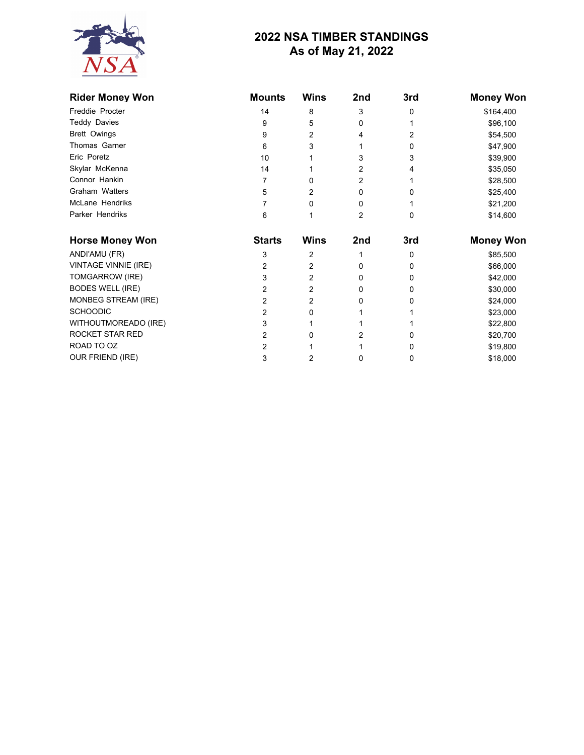# 2022 NSA TIMBER STANDINGS
## As of May 21, 2022

| Rider Money Won | Mounts | Wins | 2nd | 3rd | Money Won |
|---|---|---|---|---|---|
| Freddie Procter | 14 | 8 | 3 | 0 | $164,400 |
| Teddy Davies | 9 | 5 | 0 | 1 | $96,100 |
| Brett Owings | 9 | 2 | 4 | 2 | $54,500 |
| Thomas Garner | 6 | 3 | 1 | 0 | $47,900 |
| Eric Poretz | 10 | 1 | 3 | 3 | $39,900 |
| Skylar McKenna | 14 | 1 | 2 | 4 | $35,050 |
| Connor Hankin | 7 | 0 | 2 | 1 | $28,500 |
| Graham Watters | 5 | 2 | 0 | 0 | $25,400 |
| McLane Hendriks | 7 | 0 | 0 | 1 | $21,200 |
| Parker Hendriks | 6 | 1 | 2 | 0 | $14,600 |

| Horse Money Won | Starts | Wins | 2nd | 3rd | Money Won |
|---|---|---|---|---|---|
| ANDI'AMU (FR) | 3 | 2 | 1 | 0 | $85,500 |
| VINTAGE VINNIE (IRE) | 2 | 2 | 0 | 0 | $66,000 |
| TOMGARROW (IRE) | 3 | 2 | 0 | 0 | $42,000 |
| BODES WELL (IRE) | 2 | 2 | 0 | 0 | $30,000 |
| MONBEG STREAM (IRE) | 2 | 2 | 0 | 0 | $24,000 |
| SCHOODIC | 2 | 0 | 1 | 1 | $23,000 |
| WITHOUTMOREADO (IRE) | 3 | 1 | 1 | 1 | $22,800 |
| ROCKET STAR RED | 2 | 0 | 2 | 0 | $20,700 |
| ROAD TO OZ | 2 | 1 | 1 | 0 | $19,800 |
| OUR FRIEND (IRE) | 3 | 2 | 0 | 0 | $18,000 |